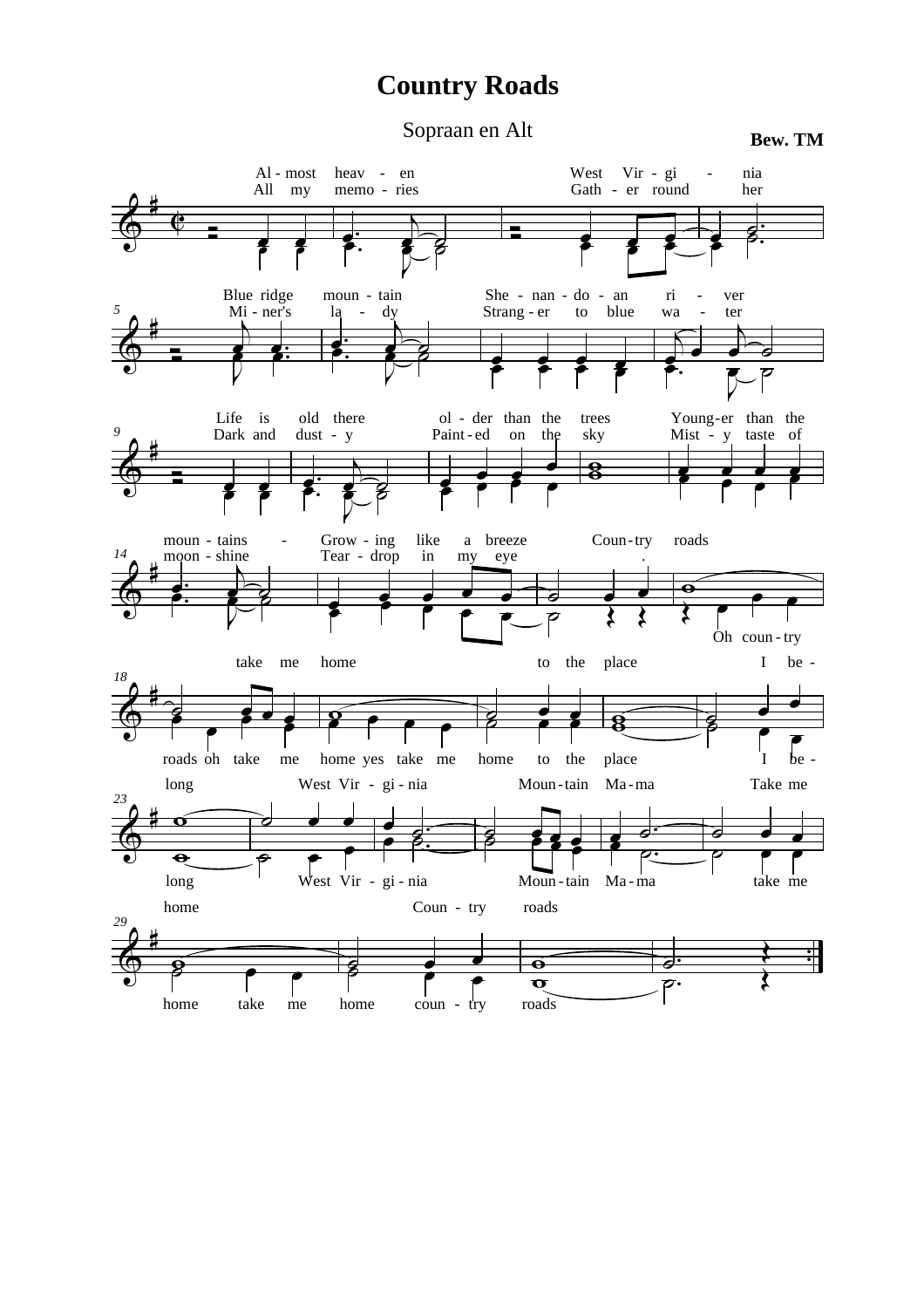# Country Roads

Sopraan en Alt

**Bew. TM**

Al - most heav - en West Vir - gi - nia
All my memo - ries Gath - er round her

Blue ridge moun - tain She - nan - do - an ri - ver
Mi - ner's la - dy Strang - er to blue wa - ter

Life is old there ol - der than the trees Young-er than the
Dark and dust - y Paint - ed on the sky Mist - y taste of

moun - tains - Grow - ing like a breeze Coun - try roads
moon - shine Tear - drop in my eye

Oh coun - try

take me home to the place I be -

roads oh take me home yes take me home to the place I be -

long West Vir - gi - nia Moun - tain Ma - ma Take me

long West Vir - gi - nia Moun - tain Ma - ma take me

home Coun - try roads

home take me home coun - try roads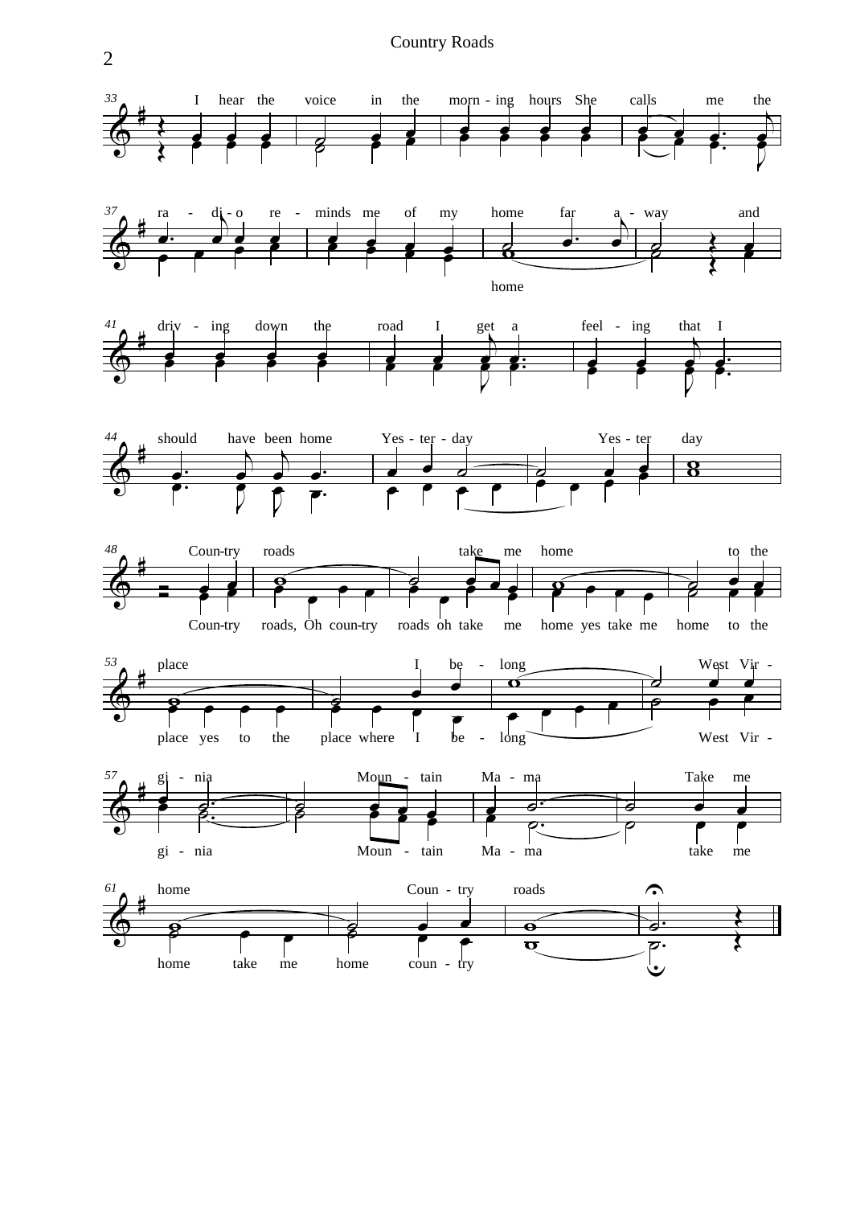33 I hear the voice in the morn - ing hours She calls me the

37 ra - di - o re - minds me of my home far a - way and

home

41 driv - ing down the road I get a feel - ing that I

44 should have been home Yes - ter - day Yes - ter day

48 Coun-try roads take me home to the

Coun-try roads, Oh coun-try roads oh take me home yes take me home to the

53 place I be - long West Vir -

place yes to the place where I be - long West Vir -

57 gi - nia Moun - tain Ma - ma Take me

gi - nia Moun - tain Ma - ma take me

61 home Coun - try roads

home take me home coun - try